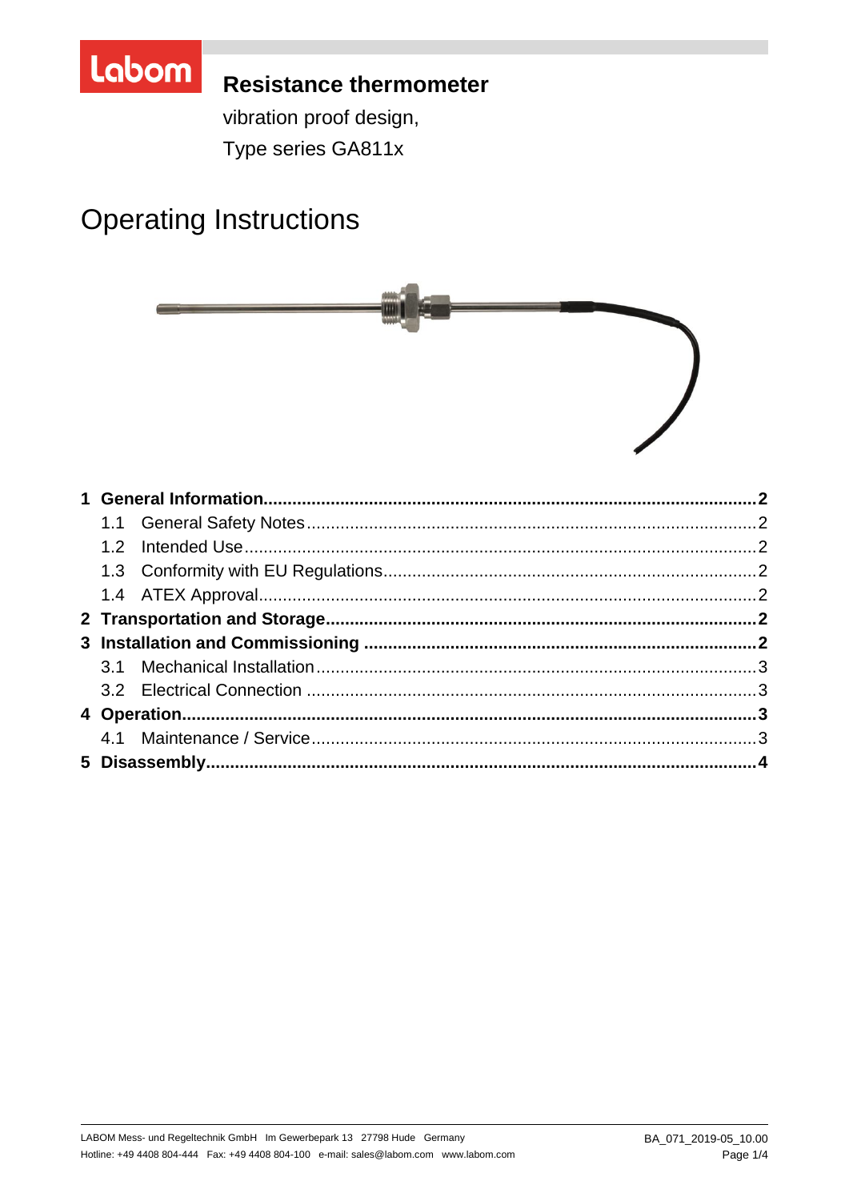# Resistance thermometer

vibration proof design,

Type series GA811x

# Operating Instructions

**1 General Information....................................................................................................2**

1.1 General Safety Notes............................................................................................2

1.2 Intended Use........................................................................................................2

1.3 Conformity with EU Regulations............................................................................2

1.4 ATEX Approval.....................................................................................................2

**2 Transportation and Storage.......................................................................................2**

**3 Installation and Commissioning ................................................................................2**

3.1 Mechanical Installation..........................................................................................3

3.2 Electrical Connection ............................................................................................3

**4 Operation....................................................................................................................3**

4.1 Maintenance / Service...........................................................................................3

**5 Disassembly................................................................................................................4**

LABOM Mess- und Regeltechnik GmbH Im Gewerbepark 13 27798 Hude Germany
Hotline: +49 4408 804-444 Fax: +49 4408 804-100 e-mail: sales@labom.com www.labom.com

BA_071_2019-05_10.00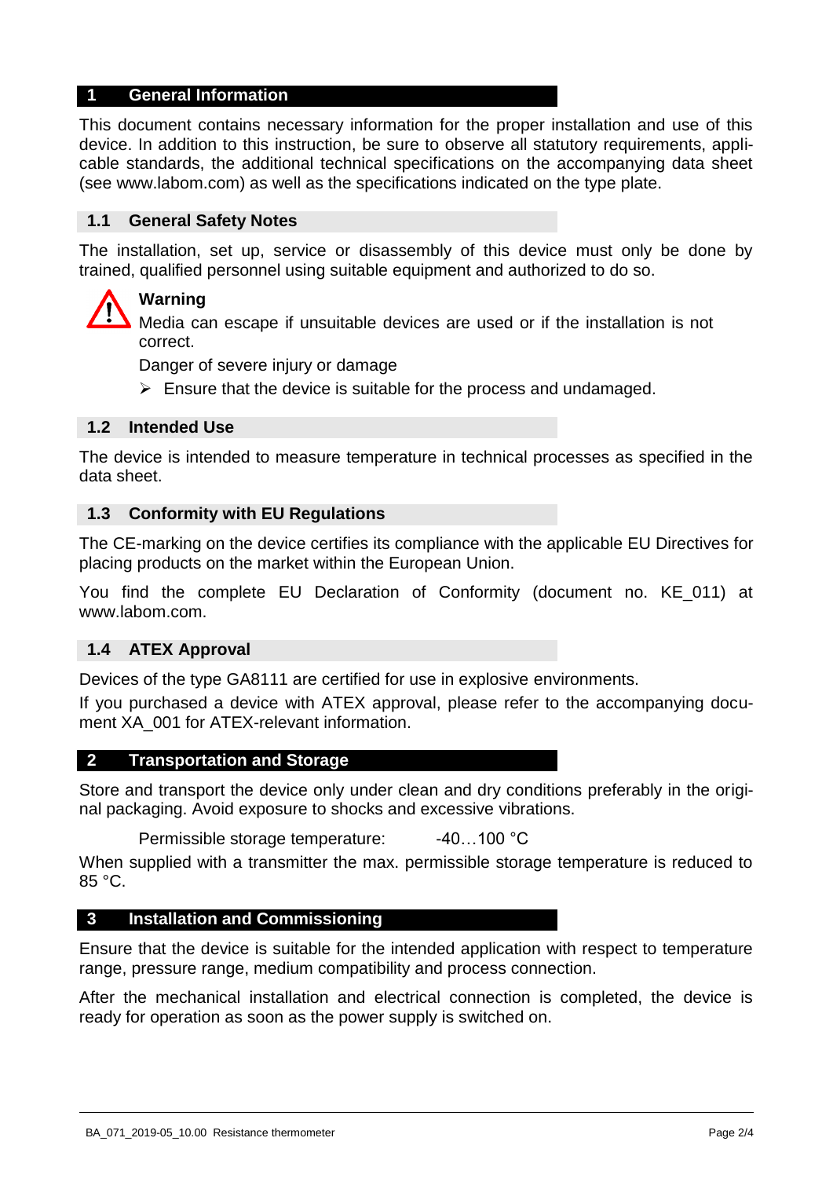# 1 General Information

This document contains necessary information for the proper installation and use of this device. In addition to this instruction, be sure to observe all statutory requirements, applicable standards, the additional technical specifications on the accompanying data sheet (see www.labom.com) as well as the specifications indicated on the type plate.

## 1.1 General Safety Notes

The installation, set up, service or disassembly of this device must only be done by trained, qualified personnel using suitable equipment and authorized to do so.

**Warning**

Media can escape if unsuitable devices are used or if the installation is not correct.

Danger of severe injury or damage

- Ensure that the device is suitable for the process and undamaged.

## 1.2 Intended Use

The device is intended to measure temperature in technical processes as specified in the data sheet.

## 1.3 Conformity with EU Regulations

The CE-marking on the device certifies its compliance with the applicable EU Directives for placing products on the market within the European Union.

You find the complete EU Declaration of Conformity (document no. KE_011) at www.labom.com.

## 1.4 ATEX Approval

Devices of the type GA8111 are certified for use in explosive environments.

If you purchased a device with ATEX approval, please refer to the accompanying document XA_001 for ATEX-relevant information.

# 2 Transportation and Storage

Store and transport the device only under clean and dry conditions preferably in the original packaging. Avoid exposure to shocks and excessive vibrations.

Permissible storage temperature: -40…100 °C

When supplied with a transmitter the max. permissible storage temperature is reduced to 85 °C.

# 3 Installation and Commissioning

Ensure that the device is suitable for the intended application with respect to temperature range, pressure range, medium compatibility and process connection.

After the mechanical installation and electrical connection is completed, the device is ready for operation as soon as the power supply is switched on.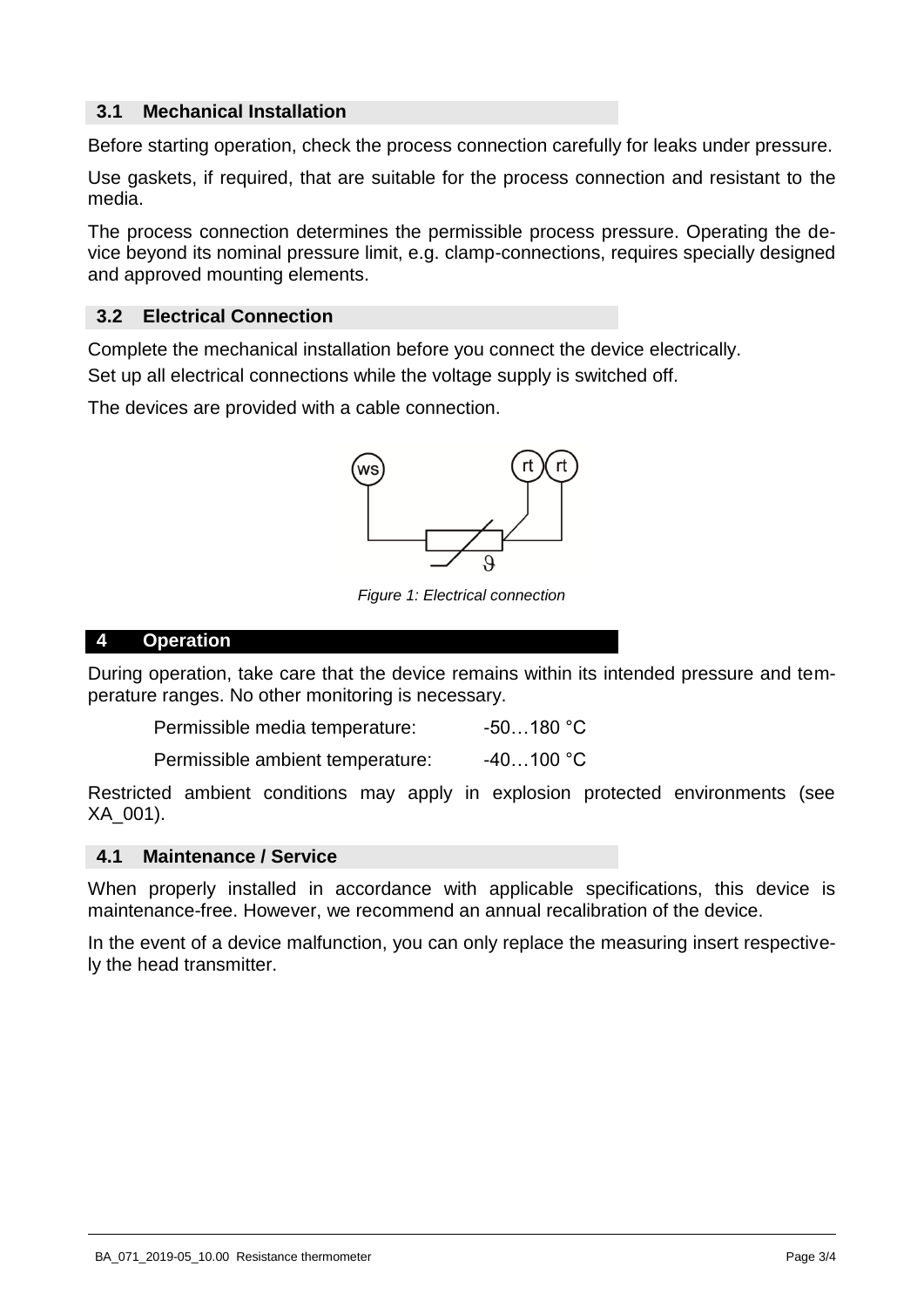## 3.1 Mechanical Installation

Before starting operation, check the process connection carefully for leaks under pressure.

Use gaskets, if required, that are suitable for the process connection and resistant to the media.

The process connection determines the permissible process pressure. Operating the device beyond its nominal pressure limit, e.g. clamp-connections, requires specially designed and approved mounting elements.

## 3.2 Electrical Connection

Complete the mechanical installation before you connect the device electrically.

Set up all electrical connections while the voltage supply is switched off.

The devices are provided with a cable connection.

*Figure 1: Electrical connection*

# 4 Operation

During operation, take care that the device remains within its intended pressure and temperature ranges. No other monitoring is necessary.

| | |
|---|---|
| Permissible media temperature: | -50…180 °C |
| Permissible ambient temperature: | -40…100 °C |

Restricted ambient conditions may apply in explosion protected environments (see XA_001).

## 4.1 Maintenance / Service

When properly installed in accordance with applicable specifications, this device is maintenance-free. However, we recommend an annual recalibration of the device.

In the event of a device malfunction, you can only replace the measuring insert respectively the head transmitter.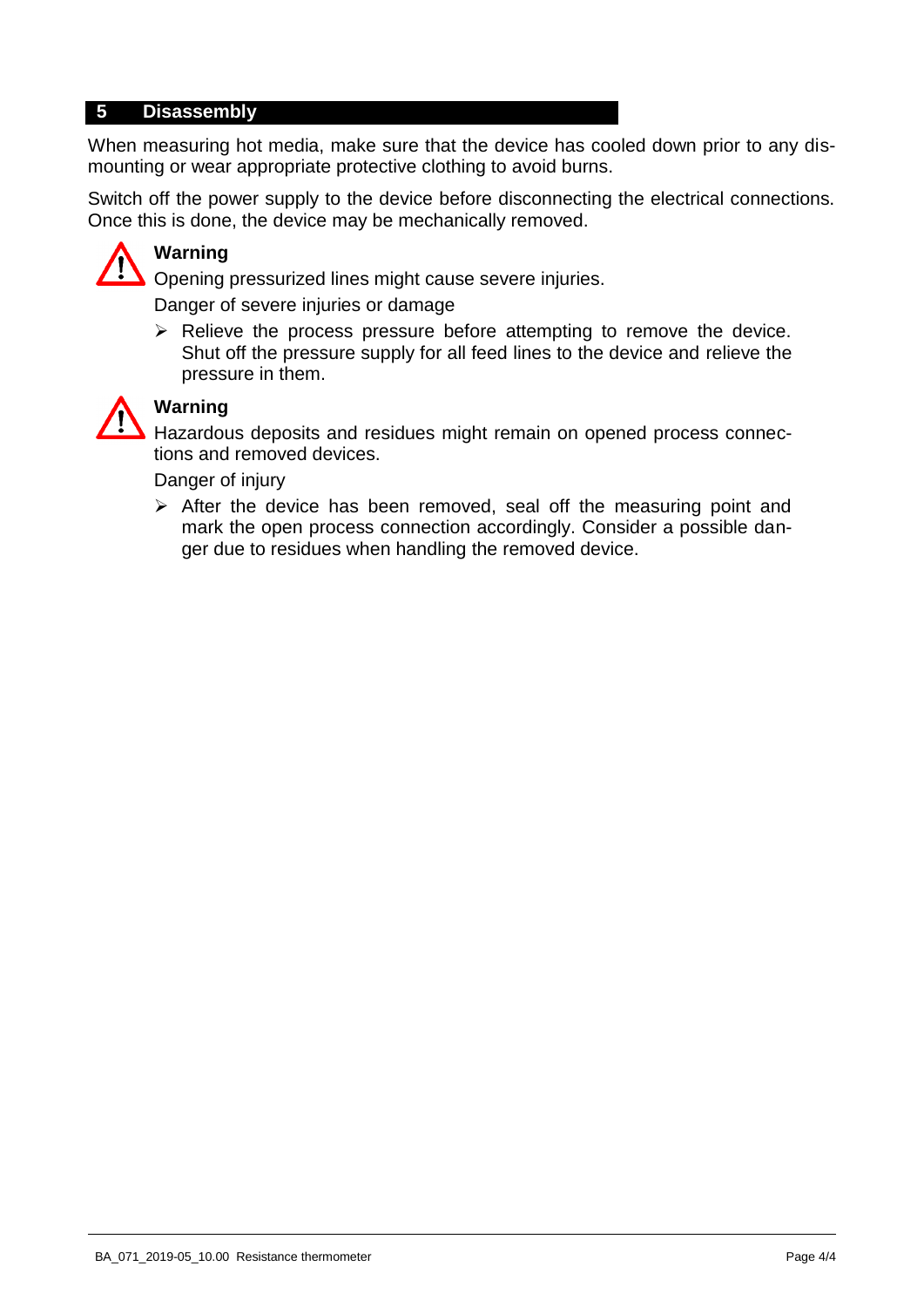## 5 Disassembly

When measuring hot media, make sure that the device has cooled down prior to any dismounting or wear appropriate protective clothing to avoid burns.

Switch off the power supply to the device before disconnecting the electrical connections. Once this is done, the device may be mechanically removed.

**Warning**

Opening pressurized lines might cause severe injuries.

Danger of severe injuries or damage

- Relieve the process pressure before attempting to remove the device. Shut off the pressure supply for all feed lines to the device and relieve the pressure in them.

**Warning**

Hazardous deposits and residues might remain on opened process connections and removed devices.

Danger of injury

- After the device has been removed, seal off the measuring point and mark the open process connection accordingly. Consider a possible danger due to residues when handling the removed device.